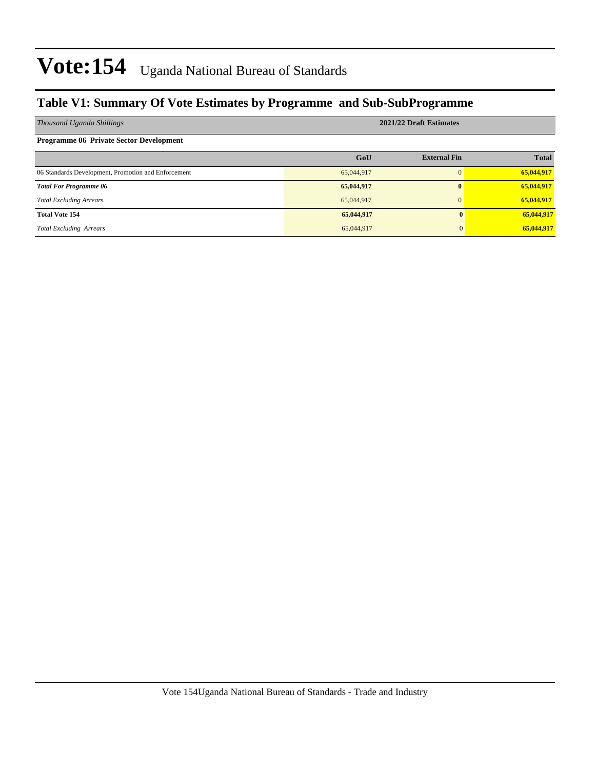# Vote:154 Uganda National Bureau of Standards

## Table V1: Summary Of Vote Estimates by Programme and Sub-SubProgramme

| *Thousand Uganda Shillings* | 2021/22 Draft Estimates | | |
|---|---|---|---|
| **Programme 06 Private Sector Development** | | | |
| | **GoU** | **External Fin** | **Total** |
| 06 Standards Development, Promotion and Enforcement | 65,044,917 | 0 | **65,044,917** |
| ***Total For Programme 06*** | **65,044,917** | **0** | **65,044,917** |
| *Total Excluding Arrears* | 65,044,917 | 0 | **65,044,917** |
| **Total Vote 154** | **65,044,917** | **0** | **65,044,917** |
| *Total Excluding Arrears* | 65,044,917 | 0 | **65,044,917** |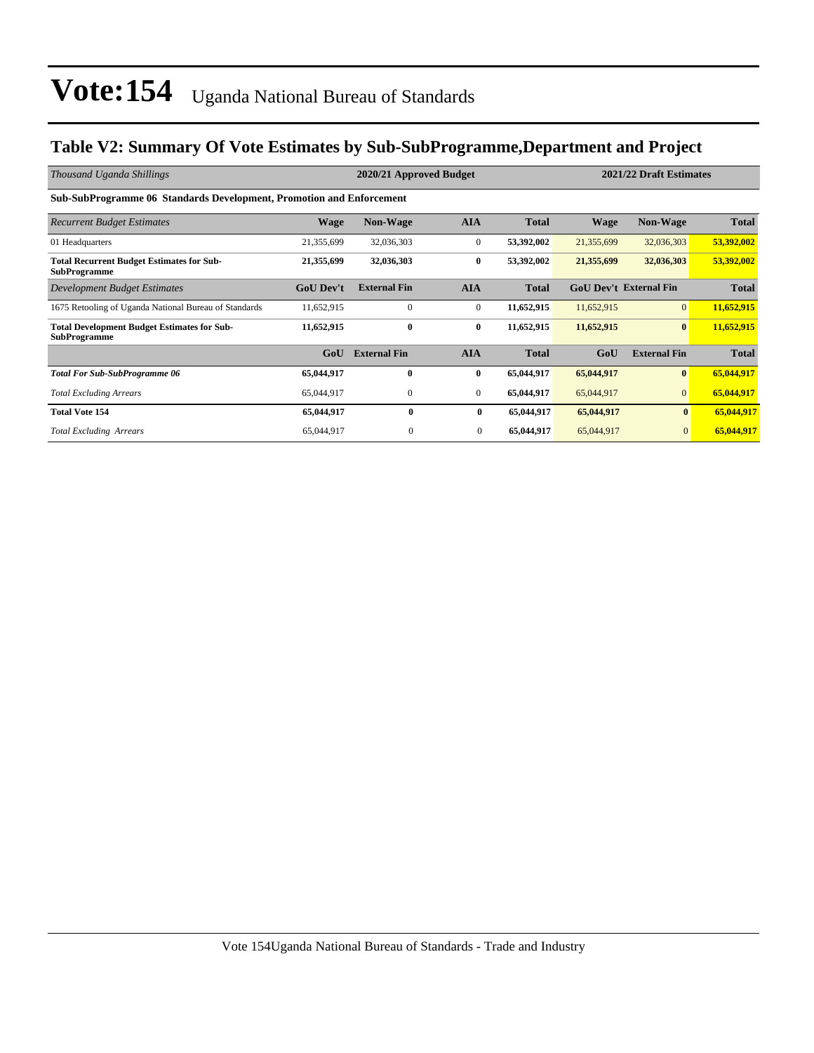# Vote:154 Uganda National Bureau of Standards

## Table V2: Summary Of Vote Estimates by Sub-SubProgramme,Department and Project

| *Thousand Uganda Shillings* | 2020/21 Approved Budget | | | | 2021/22 Draft Estimates | | |
|---|---|---|---|---|---|---|---|
| **Sub-SubProgramme 06 Standards Development, Promotion and Enforcement** | | | | | | | |
| *Recurrent Budget Estimates* | **Wage** | **Non-Wage** | **AIA** | **Total** | **Wage** | **Non-Wage** | **Total** |
| 01 Headquarters | 21,355,699 | 32,036,303 | 0 | **53,392,002** | 21,355,699 | 32,036,303 | **53,392,002** |
| **Total Recurrent Budget Estimates for Sub-SubProgramme** | **21,355,699** | **32,036,303** | **0** | **53,392,002** | **21,355,699** | **32,036,303** | **53,392,002** |
| *Development Budget Estimates* | **GoU Dev't** | **External Fin** | **AIA** | **Total** | **GoU Dev't** | **External Fin** | **Total** |
| 1675 Retooling of Uganda National Bureau of Standards | 11,652,915 | 0 | 0 | **11,652,915** | 11,652,915 | 0 | **11,652,915** |
| **Total Development Budget Estimates for Sub-SubProgramme** | **11,652,915** | **0** | **0** | **11,652,915** | **11,652,915** | **0** | **11,652,915** |
| | **GoU** | **External Fin** | **AIA** | **Total** | **GoU** | **External Fin** | **Total** |
| ***Total For Sub-SubProgramme 06*** | **65,044,917** | **0** | **0** | **65,044,917** | **65,044,917** | **0** | **65,044,917** |
| *Total Excluding Arrears* | 65,044,917 | 0 | 0 | **65,044,917** | 65,044,917 | 0 | **65,044,917** |
| **Total Vote 154** | **65,044,917** | **0** | **0** | **65,044,917** | **65,044,917** | **0** | **65,044,917** |
| *Total Excluding Arrears* | 65,044,917 | 0 | 0 | **65,044,917** | 65,044,917 | 0 | **65,044,917** |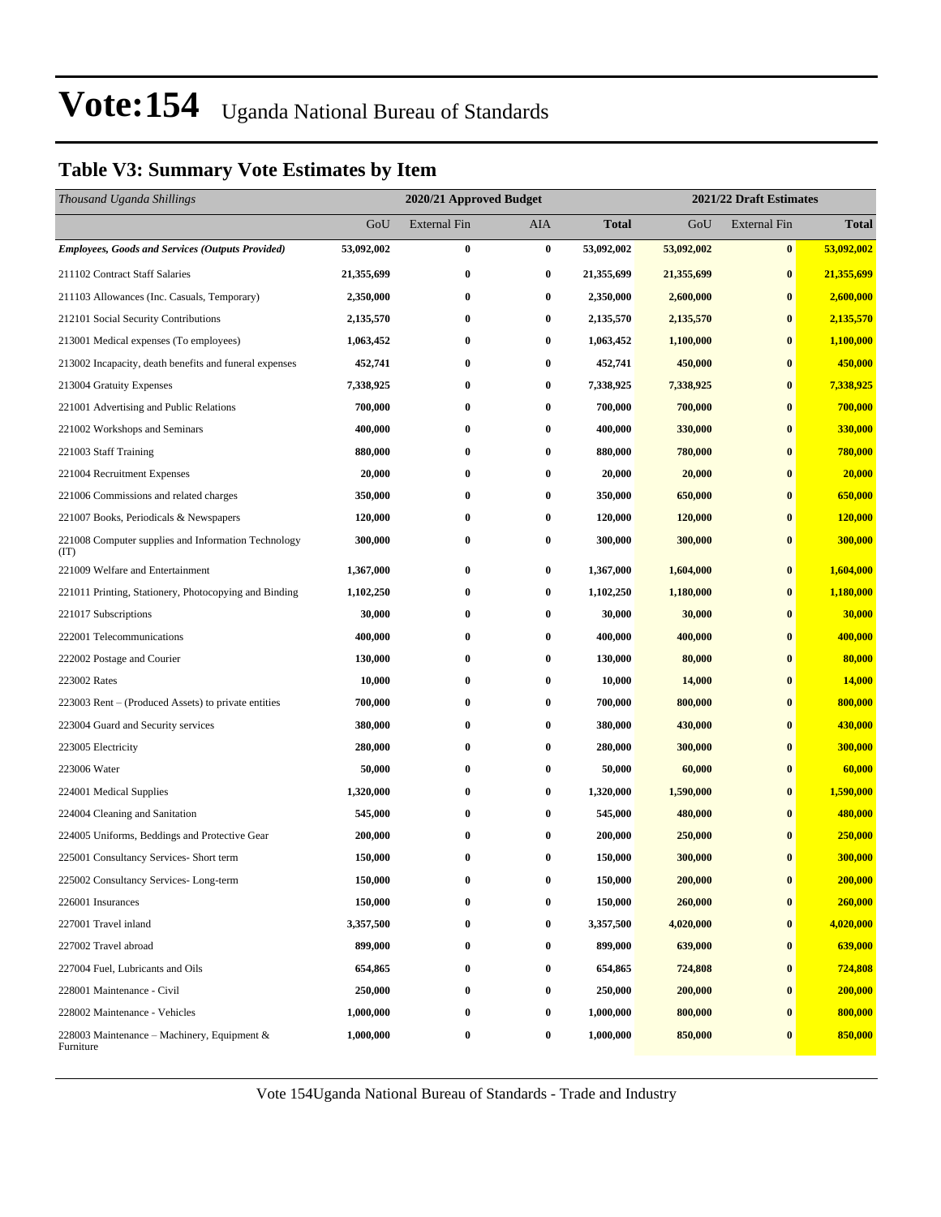# Vote:154 Uganda National Bureau of Standards

## Table V3: Summary Vote Estimates by Item

| *Thousand Uganda Shillings* | 2020/21 Approved Budget | | | | 2021/22 Draft Estimates | | |
|---|---|---|---|---|---|---|---|
| | GoU | External Fin | AIA | **Total** | GoU | External Fin | **Total** |
| ***Employees, Goods and Services (Outputs Provided)*** | **53,092,002** | **0** | **0** | **53,092,002** | **53,092,002** | **0** | **53,092,002** |
| 211102 Contract Staff Salaries | **21,355,699** | **0** | **0** | **21,355,699** | **21,355,699** | **0** | **21,355,699** |
| 211103 Allowances (Inc. Casuals, Temporary) | **2,350,000** | **0** | **0** | **2,350,000** | **2,600,000** | **0** | **2,600,000** |
| 212101 Social Security Contributions | **2,135,570** | **0** | **0** | **2,135,570** | **2,135,570** | **0** | **2,135,570** |
| 213001 Medical expenses (To employees) | **1,063,452** | **0** | **0** | **1,063,452** | **1,100,000** | **0** | **1,100,000** |
| 213002 Incapacity, death benefits and funeral expenses | **452,741** | **0** | **0** | **452,741** | **450,000** | **0** | **450,000** |
| 213004 Gratuity Expenses | **7,338,925** | **0** | **0** | **7,338,925** | **7,338,925** | **0** | **7,338,925** |
| 221001 Advertising and Public Relations | **700,000** | **0** | **0** | **700,000** | **700,000** | **0** | **700,000** |
| 221002 Workshops and Seminars | **400,000** | **0** | **0** | **400,000** | **330,000** | **0** | **330,000** |
| 221003 Staff Training | **880,000** | **0** | **0** | **880,000** | **780,000** | **0** | **780,000** |
| 221004 Recruitment Expenses | **20,000** | **0** | **0** | **20,000** | **20,000** | **0** | **20,000** |
| 221006 Commissions and related charges | **350,000** | **0** | **0** | **350,000** | **650,000** | **0** | **650,000** |
| 221007 Books, Periodicals & Newspapers | **120,000** | **0** | **0** | **120,000** | **120,000** | **0** | **120,000** |
| 221008 Computer supplies and Information Technology (IT) | **300,000** | **0** | **0** | **300,000** | **300,000** | **0** | **300,000** |
| 221009 Welfare and Entertainment | **1,367,000** | **0** | **0** | **1,367,000** | **1,604,000** | **0** | **1,604,000** |
| 221011 Printing, Stationery, Photocopying and Binding | **1,102,250** | **0** | **0** | **1,102,250** | **1,180,000** | **0** | **1,180,000** |
| 221017 Subscriptions | **30,000** | **0** | **0** | **30,000** | **30,000** | **0** | **30,000** |
| 222001 Telecommunications | **400,000** | **0** | **0** | **400,000** | **400,000** | **0** | **400,000** |
| 222002 Postage and Courier | **130,000** | **0** | **0** | **130,000** | **80,000** | **0** | **80,000** |
| 223002 Rates | **10,000** | **0** | **0** | **10,000** | **14,000** | **0** | **14,000** |
| 223003 Rent – (Produced Assets) to private entities | **700,000** | **0** | **0** | **700,000** | **800,000** | **0** | **800,000** |
| 223004 Guard and Security services | **380,000** | **0** | **0** | **380,000** | **430,000** | **0** | **430,000** |
| 223005 Electricity | **280,000** | **0** | **0** | **280,000** | **300,000** | **0** | **300,000** |
| 223006 Water | **50,000** | **0** | **0** | **50,000** | **60,000** | **0** | **60,000** |
| 224001 Medical Supplies | **1,320,000** | **0** | **0** | **1,320,000** | **1,590,000** | **0** | **1,590,000** |
| 224004 Cleaning and Sanitation | **545,000** | **0** | **0** | **545,000** | **480,000** | **0** | **480,000** |
| 224005 Uniforms, Beddings and Protective Gear | **200,000** | **0** | **0** | **200,000** | **250,000** | **0** | **250,000** |
| 225001 Consultancy Services- Short term | **150,000** | **0** | **0** | **150,000** | **300,000** | **0** | **300,000** |
| 225002 Consultancy Services- Long-term | **150,000** | **0** | **0** | **150,000** | **200,000** | **0** | **200,000** |
| 226001 Insurances | **150,000** | **0** | **0** | **150,000** | **260,000** | **0** | **260,000** |
| 227001 Travel inland | **3,357,500** | **0** | **0** | **3,357,500** | **4,020,000** | **0** | **4,020,000** |
| 227002 Travel abroad | **899,000** | **0** | **0** | **899,000** | **639,000** | **0** | **639,000** |
| 227004 Fuel, Lubricants and Oils | **654,865** | **0** | **0** | **654,865** | **724,808** | **0** | **724,808** |
| 228001 Maintenance - Civil | **250,000** | **0** | **0** | **250,000** | **200,000** | **0** | **200,000** |
| 228002 Maintenance - Vehicles | **1,000,000** | **0** | **0** | **1,000,000** | **800,000** | **0** | **800,000** |
| 228003 Maintenance – Machinery, Equipment & Furniture | **1,000,000** | **0** | **0** | **1,000,000** | **850,000** | **0** | **850,000** |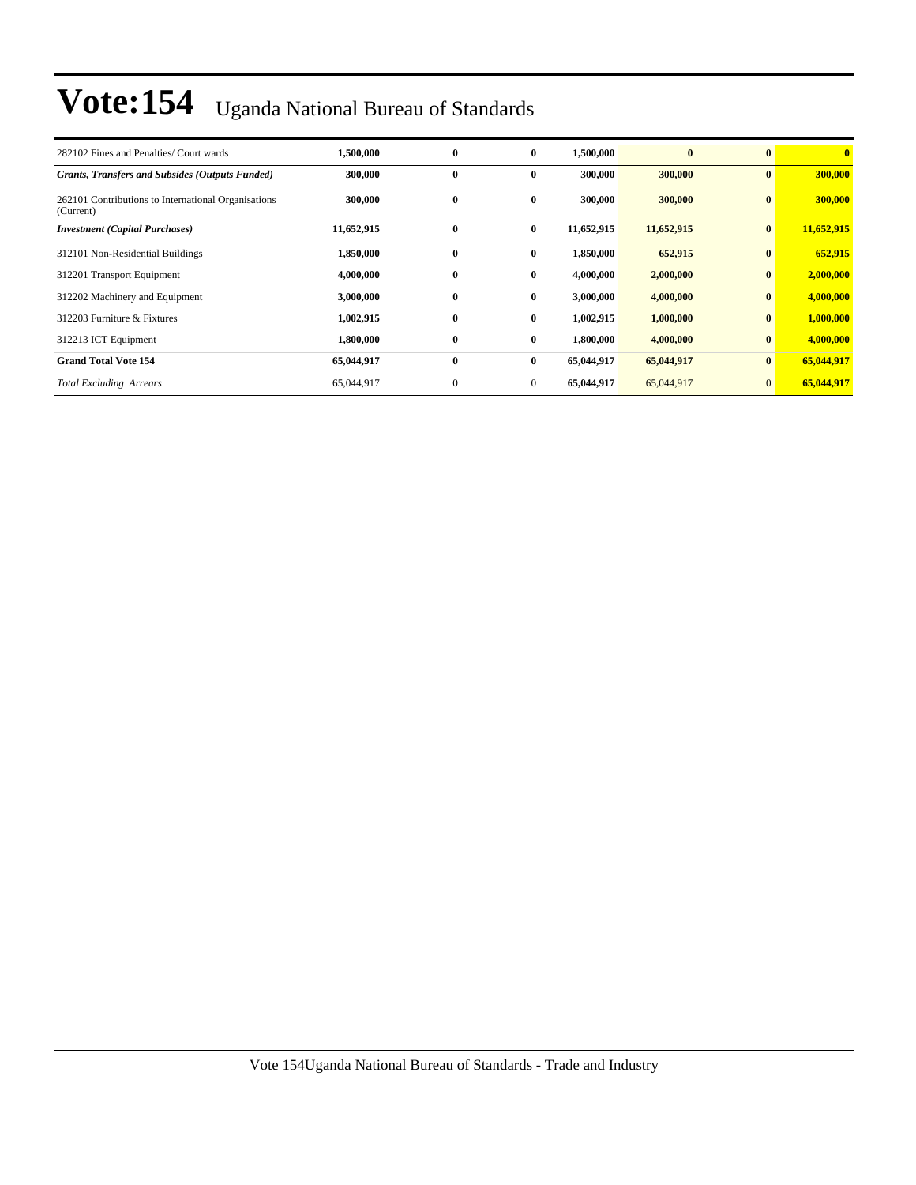# Vote:154 Uganda National Bureau of Standards

| | | | | | | | |
|---|---|---|---|---|---|---|---|
| 282102 Fines and Penalties/ Court wards | **1,500,000** | **0** | **0** | **1,500,000** | **0** | **0** | **0** |
| ***Grants, Transfers and Subsides (Outputs Funded)*** | **300,000** | **0** | **0** | **300,000** | **300,000** | **0** | **300,000** |
| 262101 Contributions to International Organisations (Current) | **300,000** | **0** | **0** | **300,000** | **300,000** | **0** | **300,000** |
| ***Investment (Capital Purchases)*** | **11,652,915** | **0** | **0** | **11,652,915** | **11,652,915** | **0** | **11,652,915** |
| 312101 Non-Residential Buildings | **1,850,000** | **0** | **0** | **1,850,000** | **652,915** | **0** | **652,915** |
| 312201 Transport Equipment | **4,000,000** | **0** | **0** | **4,000,000** | **2,000,000** | **0** | **2,000,000** |
| 312202 Machinery and Equipment | **3,000,000** | **0** | **0** | **3,000,000** | **4,000,000** | **0** | **4,000,000** |
| 312203 Furniture & Fixtures | **1,002,915** | **0** | **0** | **1,002,915** | **1,000,000** | **0** | **1,000,000** |
| 312213 ICT Equipment | **1,800,000** | **0** | **0** | **1,800,000** | **4,000,000** | **0** | **4,000,000** |
| **Grand Total Vote 154** | **65,044,917** | **0** | **0** | **65,044,917** | **65,044,917** | **0** | **65,044,917** |
| *Total Excluding Arrears* | 65,044,917 | 0 | 0 | **65,044,917** | 65,044,917 | 0 | **65,044,917** |

Vote 154Uganda National Bureau of Standards - Trade and Industry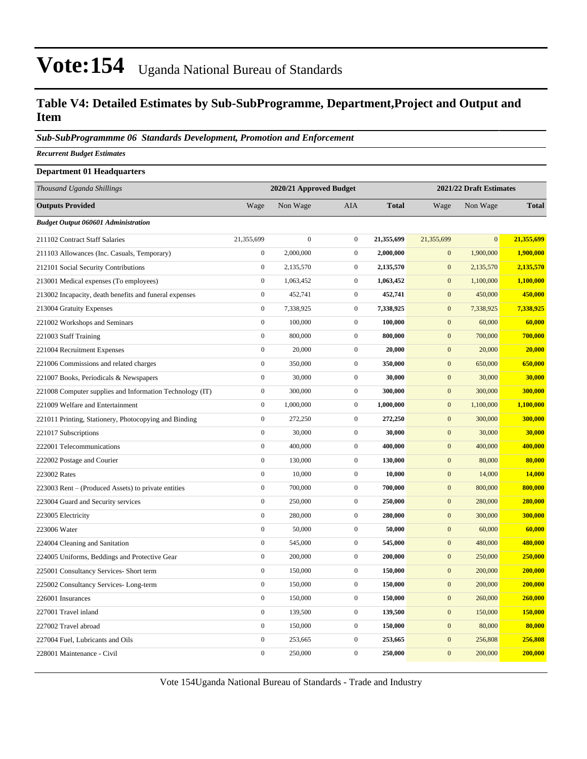# Vote:154 Uganda National Bureau of Standards

## Table V4: Detailed Estimates by Sub-SubProgramme, Department,Project and Output and Item

***Sub-SubProgrammme 06 Standards Development, Promotion and Enforcement***

***Recurrent Budget Estimates***

**Department 01 Headquarters**

| *Thousand Uganda Shillings* | 2020/21 Approved Budget | | | | 2021/22 Draft Estimates | | |
|---|---|---|---|---|---|---|---|
| **Outputs Provided** | Wage | Non Wage | AIA | **Total** | Wage | Non Wage | **Total** |
| ***Budget Output 060601 Administration*** | | | | | | | |
| 211102 Contract Staff Salaries | 21,355,699 | 0 | 0 | **21,355,699** | 21,355,699 | 0 | **21,355,699** |
| 211103 Allowances (Inc. Casuals, Temporary) | 0 | 2,000,000 | 0 | **2,000,000** | 0 | 1,900,000 | **1,900,000** |
| 212101 Social Security Contributions | 0 | 2,135,570 | 0 | **2,135,570** | 0 | 2,135,570 | **2,135,570** |
| 213001 Medical expenses (To employees) | 0 | 1,063,452 | 0 | **1,063,452** | 0 | 1,100,000 | **1,100,000** |
| 213002 Incapacity, death benefits and funeral expenses | 0 | 452,741 | 0 | **452,741** | 0 | 450,000 | **450,000** |
| 213004 Gratuity Expenses | 0 | 7,338,925 | 0 | **7,338,925** | 0 | 7,338,925 | **7,338,925** |
| 221002 Workshops and Seminars | 0 | 100,000 | 0 | **100,000** | 0 | 60,000 | **60,000** |
| 221003 Staff Training | 0 | 800,000 | 0 | **800,000** | 0 | 700,000 | **700,000** |
| 221004 Recruitment Expenses | 0 | 20,000 | 0 | **20,000** | 0 | 20,000 | **20,000** |
| 221006 Commissions and related charges | 0 | 350,000 | 0 | **350,000** | 0 | 650,000 | **650,000** |
| 221007 Books, Periodicals & Newspapers | 0 | 30,000 | 0 | **30,000** | 0 | 30,000 | **30,000** |
| 221008 Computer supplies and Information Technology (IT) | 0 | 300,000 | 0 | **300,000** | 0 | 300,000 | **300,000** |
| 221009 Welfare and Entertainment | 0 | 1,000,000 | 0 | **1,000,000** | 0 | 1,100,000 | **1,100,000** |
| 221011 Printing, Stationery, Photocopying and Binding | 0 | 272,250 | 0 | **272,250** | 0 | 300,000 | **300,000** |
| 221017 Subscriptions | 0 | 30,000 | 0 | **30,000** | 0 | 30,000 | **30,000** |
| 222001 Telecommunications | 0 | 400,000 | 0 | **400,000** | 0 | 400,000 | **400,000** |
| 222002 Postage and Courier | 0 | 130,000 | 0 | **130,000** | 0 | 80,000 | **80,000** |
| 223002 Rates | 0 | 10,000 | 0 | **10,000** | 0 | 14,000 | **14,000** |
| 223003 Rent – (Produced Assets) to private entities | 0 | 700,000 | 0 | **700,000** | 0 | 800,000 | **800,000** |
| 223004 Guard and Security services | 0 | 250,000 | 0 | **250,000** | 0 | 280,000 | **280,000** |
| 223005 Electricity | 0 | 280,000 | 0 | **280,000** | 0 | 300,000 | **300,000** |
| 223006 Water | 0 | 50,000 | 0 | **50,000** | 0 | 60,000 | **60,000** |
| 224004 Cleaning and Sanitation | 0 | 545,000 | 0 | **545,000** | 0 | 480,000 | **480,000** |
| 224005 Uniforms, Beddings and Protective Gear | 0 | 200,000 | 0 | **200,000** | 0 | 250,000 | **250,000** |
| 225001 Consultancy Services- Short term | 0 | 150,000 | 0 | **150,000** | 0 | 200,000 | **200,000** |
| 225002 Consultancy Services- Long-term | 0 | 150,000 | 0 | **150,000** | 0 | 200,000 | **200,000** |
| 226001 Insurances | 0 | 150,000 | 0 | **150,000** | 0 | 260,000 | **260,000** |
| 227001 Travel inland | 0 | 139,500 | 0 | **139,500** | 0 | 150,000 | **150,000** |
| 227002 Travel abroad | 0 | 150,000 | 0 | **150,000** | 0 | 80,000 | **80,000** |
| 227004 Fuel, Lubricants and Oils | 0 | 253,665 | 0 | **253,665** | 0 | 256,808 | **256,808** |
| 228001 Maintenance - Civil | 0 | 250,000 | 0 | **250,000** | 0 | 200,000 | **200,000** |

Vote 154Uganda National Bureau of Standards - Trade and Industry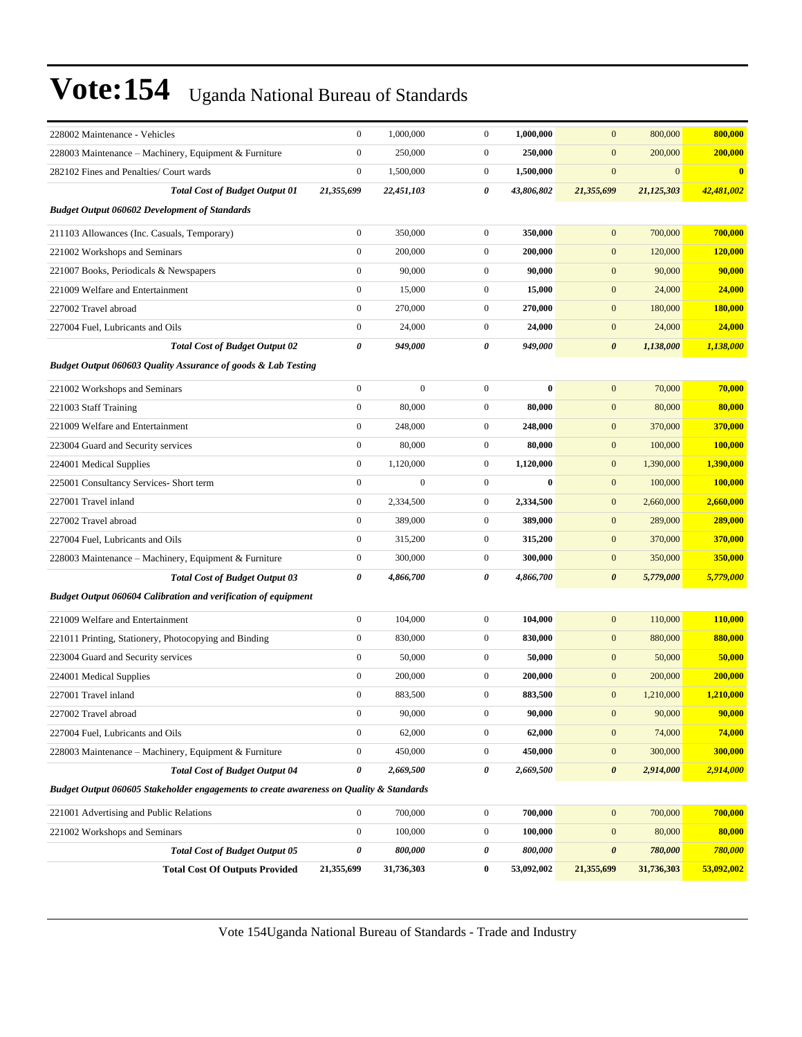# Vote:154 Uganda National Bureau of Standards

| | | | | | | | |
|---|---|---|---|---|---|---|---|
| 228002 Maintenance - Vehicles | 0 | 1,000,000 | 0 | **1,000,000** | 0 | 800,000 | **800,000** |
| 228003 Maintenance – Machinery, Equipment & Furniture | 0 | 250,000 | 0 | **250,000** | 0 | 200,000 | **200,000** |
| 282102 Fines and Penalties/ Court wards | 0 | 1,500,000 | 0 | **1,500,000** | 0 | 0 | **0** |
| ***Total Cost of Budget Output 01*** | ***21,355,699*** | ***22,451,103*** | ***0*** | ***43,806,802*** | ***21,355,699*** | ***21,125,303*** | ***42,481,002*** |
| ***Budget Output 060602 Development of Standards*** | | | | | | | |
| 211103 Allowances (Inc. Casuals, Temporary) | 0 | 350,000 | 0 | **350,000** | 0 | 700,000 | **700,000** |
| 221002 Workshops and Seminars | 0 | 200,000 | 0 | **200,000** | 0 | 120,000 | **120,000** |
| 221007 Books, Periodicals & Newspapers | 0 | 90,000 | 0 | **90,000** | 0 | 90,000 | **90,000** |
| 221009 Welfare and Entertainment | 0 | 15,000 | 0 | **15,000** | 0 | 24,000 | **24,000** |
| 227002 Travel abroad | 0 | 270,000 | 0 | **270,000** | 0 | 180,000 | **180,000** |
| 227004 Fuel, Lubricants and Oils | 0 | 24,000 | 0 | **24,000** | 0 | 24,000 | **24,000** |
| ***Total Cost of Budget Output 02*** | ***0*** | ***949,000*** | ***0*** | ***949,000*** | ***0*** | ***1,138,000*** | ***1,138,000*** |
| ***Budget Output 060603 Quality Assurance of goods & Lab Testing*** | | | | | | | |
| 221002 Workshops and Seminars | 0 | 0 | 0 | **0** | 0 | 70,000 | **70,000** |
| 221003 Staff Training | 0 | 80,000 | 0 | **80,000** | 0 | 80,000 | **80,000** |
| 221009 Welfare and Entertainment | 0 | 248,000 | 0 | **248,000** | 0 | 370,000 | **370,000** |
| 223004 Guard and Security services | 0 | 80,000 | 0 | **80,000** | 0 | 100,000 | **100,000** |
| 224001 Medical Supplies | 0 | 1,120,000 | 0 | **1,120,000** | 0 | 1,390,000 | **1,390,000** |
| 225001 Consultancy Services- Short term | 0 | 0 | 0 | **0** | 0 | 100,000 | **100,000** |
| 227001 Travel inland | 0 | 2,334,500 | 0 | **2,334,500** | 0 | 2,660,000 | **2,660,000** |
| 227002 Travel abroad | 0 | 389,000 | 0 | **389,000** | 0 | 289,000 | **289,000** |
| 227004 Fuel, Lubricants and Oils | 0 | 315,200 | 0 | **315,200** | 0 | 370,000 | **370,000** |
| 228003 Maintenance – Machinery, Equipment & Furniture | 0 | 300,000 | 0 | **300,000** | 0 | 350,000 | **350,000** |
| ***Total Cost of Budget Output 03*** | ***0*** | ***4,866,700*** | ***0*** | ***4,866,700*** | ***0*** | ***5,779,000*** | ***5,779,000*** |
| ***Budget Output 060604 Calibration and verification of equipment*** | | | | | | | |
| 221009 Welfare and Entertainment | 0 | 104,000 | 0 | **104,000** | 0 | 110,000 | **110,000** |
| 221011 Printing, Stationery, Photocopying and Binding | 0 | 830,000 | 0 | **830,000** | 0 | 880,000 | **880,000** |
| 223004 Guard and Security services | 0 | 50,000 | 0 | **50,000** | 0 | 50,000 | **50,000** |
| 224001 Medical Supplies | 0 | 200,000 | 0 | **200,000** | 0 | 200,000 | **200,000** |
| 227001 Travel inland | 0 | 883,500 | 0 | **883,500** | 0 | 1,210,000 | **1,210,000** |
| 227002 Travel abroad | 0 | 90,000 | 0 | **90,000** | 0 | 90,000 | **90,000** |
| 227004 Fuel, Lubricants and Oils | 0 | 62,000 | 0 | **62,000** | 0 | 74,000 | **74,000** |
| 228003 Maintenance – Machinery, Equipment & Furniture | 0 | 450,000 | 0 | **450,000** | 0 | 300,000 | **300,000** |
| ***Total Cost of Budget Output 04*** | ***0*** | ***2,669,500*** | ***0*** | ***2,669,500*** | ***0*** | ***2,914,000*** | ***2,914,000*** |
| ***Budget Output 060605 Stakeholder engagements to create awareness on Quality & Standards*** | | | | | | | |
| 221001 Advertising and Public Relations | 0 | 700,000 | 0 | **700,000** | 0 | 700,000 | **700,000** |
| 221002 Workshops and Seminars | 0 | 100,000 | 0 | **100,000** | 0 | 80,000 | **80,000** |
| ***Total Cost of Budget Output 05*** | ***0*** | ***800,000*** | ***0*** | ***800,000*** | ***0*** | ***780,000*** | ***780,000*** |
| **Total Cost Of Outputs Provided** | **21,355,699** | **31,736,303** | **0** | **53,092,002** | **21,355,699** | **31,736,303** | **53,092,002** |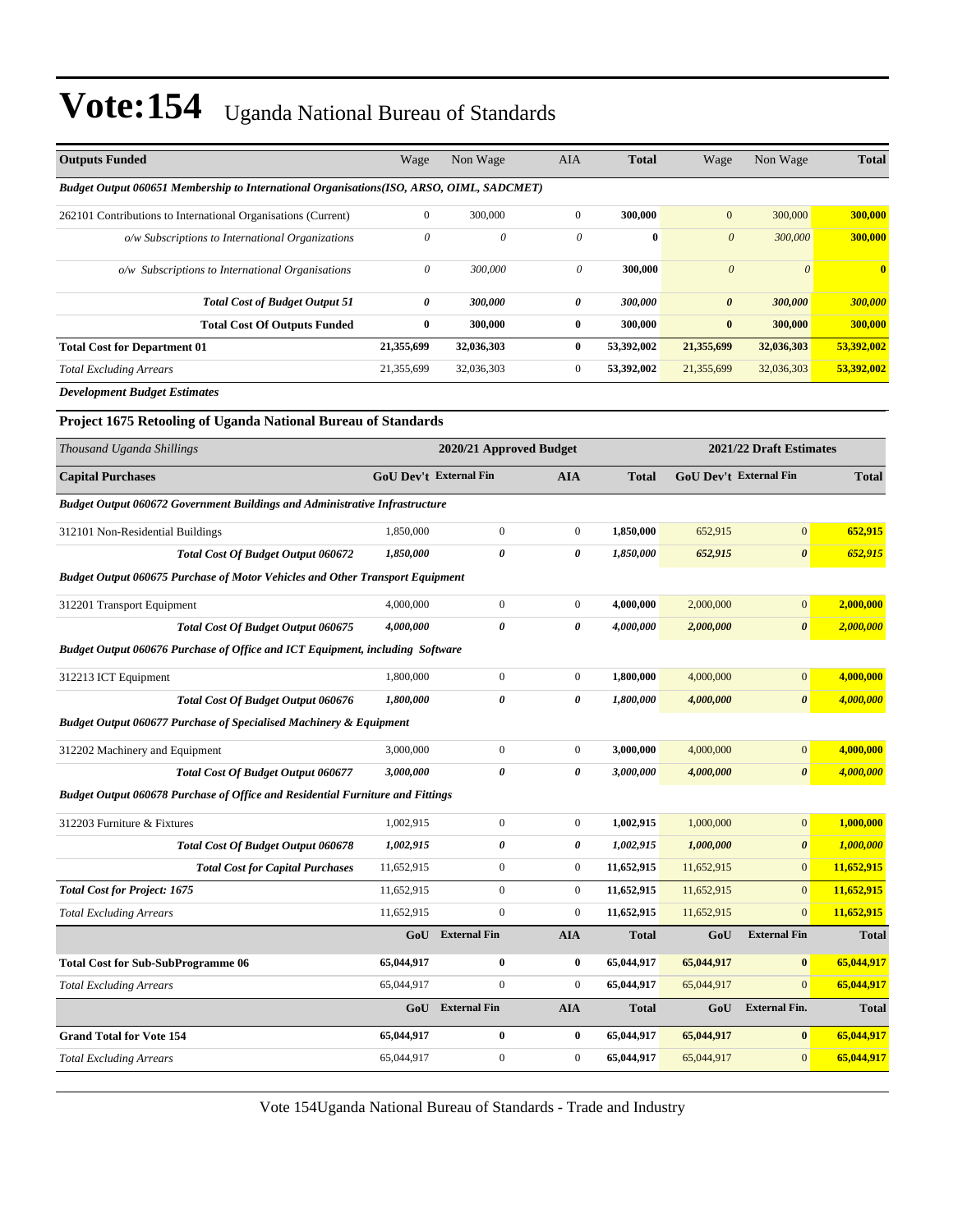# Vote:154 Uganda National Bureau of Standards

| Outputs Funded | Wage | Non Wage | AIA | Total | Wage | Non Wage | Total |
|---|---|---|---|---|---|---|---|
| *Budget Output 060651 Membership to International Organisations(ISO, ARSO, OIML, SADCMET)* | | | | | | | |
| 262101 Contributions to International Organisations (Current) | 0 | 300,000 | 0 | **300,000** | 0 | 300,000 | **300,000** |
| *o/w Subscriptions to International Organizations* | *0* | *0* | *0* | **0** | *0* | *300,000* | **300,000** |
| *o/w Subscriptions to International Organisations* | *0* | *300,000* | *0* | **300,000** | *0* | *0* | **0** |
| ***Total Cost of Budget Output 51*** | ***0*** | ***300,000*** | ***0*** | ***300,000*** | ***0*** | ***300,000*** | ***300,000*** |
| **Total Cost Of Outputs Funded** | **0** | **300,000** | **0** | **300,000** | **0** | **300,000** | **300,000** |
| **Total Cost for Department 01** | **21,355,699** | **32,036,303** | **0** | **53,392,002** | **21,355,699** | **32,036,303** | **53,392,002** |
| *Total Excluding Arrears* | 21,355,699 | 32,036,303 | 0 | **53,392,002** | 21,355,699 | 32,036,303 | **53,392,002** |

***Development Budget Estimates***

### Project 1675 Retooling of Uganda National Bureau of Standards

| *Thousand Uganda Shillings* | 2020/21 Approved Budget | | | | 2021/22 Draft Estimates | | |
|---|---|---|---|---|---|---|---|
| **Capital Purchases** | **GoU Dev't** | **External Fin** | **AIA** | **Total** | **GoU Dev't** | **External Fin** | **Total** |
| *Budget Output 060672 Government Buildings and Administrative Infrastructure* | | | | | | | |
| 312101 Non-Residential Buildings | 1,850,000 | 0 | 0 | **1,850,000** | 652,915 | 0 | **652,915** |
| ***Total Cost Of Budget Output 060672*** | ***1,850,000*** | ***0*** | ***0*** | ***1,850,000*** | ***652,915*** | ***0*** | ***652,915*** |
| *Budget Output 060675 Purchase of Motor Vehicles and Other Transport Equipment* | | | | | | | |
| 312201 Transport Equipment | 4,000,000 | 0 | 0 | **4,000,000** | 2,000,000 | 0 | **2,000,000** |
| ***Total Cost Of Budget Output 060675*** | ***4,000,000*** | ***0*** | ***0*** | ***4,000,000*** | ***2,000,000*** | ***0*** | ***2,000,000*** |
| *Budget Output 060676 Purchase of Office and ICT Equipment, including Software* | | | | | | | |
| 312213 ICT Equipment | 1,800,000 | 0 | 0 | **1,800,000** | 4,000,000 | 0 | **4,000,000** |
| ***Total Cost Of Budget Output 060676*** | ***1,800,000*** | ***0*** | ***0*** | ***1,800,000*** | ***4,000,000*** | ***0*** | ***4,000,000*** |
| *Budget Output 060677 Purchase of Specialised Machinery & Equipment* | | | | | | | |
| 312202 Machinery and Equipment | 3,000,000 | 0 | 0 | **3,000,000** | 4,000,000 | 0 | **4,000,000** |
| ***Total Cost Of Budget Output 060677*** | ***3,000,000*** | ***0*** | ***0*** | ***3,000,000*** | ***4,000,000*** | ***0*** | ***4,000,000*** |
| *Budget Output 060678 Purchase of Office and Residential Furniture and Fittings* | | | | | | | |
| 312203 Furniture & Fixtures | 1,002,915 | 0 | 0 | **1,002,915** | 1,000,000 | 0 | **1,000,000** |
| ***Total Cost Of Budget Output 060678*** | ***1,002,915*** | ***0*** | ***0*** | ***1,002,915*** | ***1,000,000*** | ***0*** | ***1,000,000*** |
| ***Total Cost for Capital Purchases*** | 11,652,915 | 0 | 0 | **11,652,915** | 11,652,915 | 0 | **11,652,915** |
| ***Total Cost for Project: 1675*** | 11,652,915 | 0 | 0 | **11,652,915** | 11,652,915 | 0 | **11,652,915** |
| *Total Excluding Arrears* | 11,652,915 | 0 | 0 | **11,652,915** | 11,652,915 | 0 | **11,652,915** |
| | **GoU** | **External Fin** | **AIA** | **Total** | **GoU** | **External Fin** | **Total** |
| **Total Cost for Sub-SubProgramme 06** | **65,044,917** | **0** | **0** | **65,044,917** | **65,044,917** | **0** | **65,044,917** |
| *Total Excluding Arrears* | 65,044,917 | 0 | 0 | **65,044,917** | 65,044,917 | 0 | **65,044,917** |
| | **GoU** | **External Fin** | **AIA** | **Total** | **GoU** | **External Fin.** | **Total** |
| **Grand Total for Vote 154** | **65,044,917** | **0** | **0** | **65,044,917** | **65,044,917** | **0** | **65,044,917** |
| *Total Excluding Arrears* | 65,044,917 | 0 | 0 | **65,044,917** | 65,044,917 | 0 | **65,044,917** |